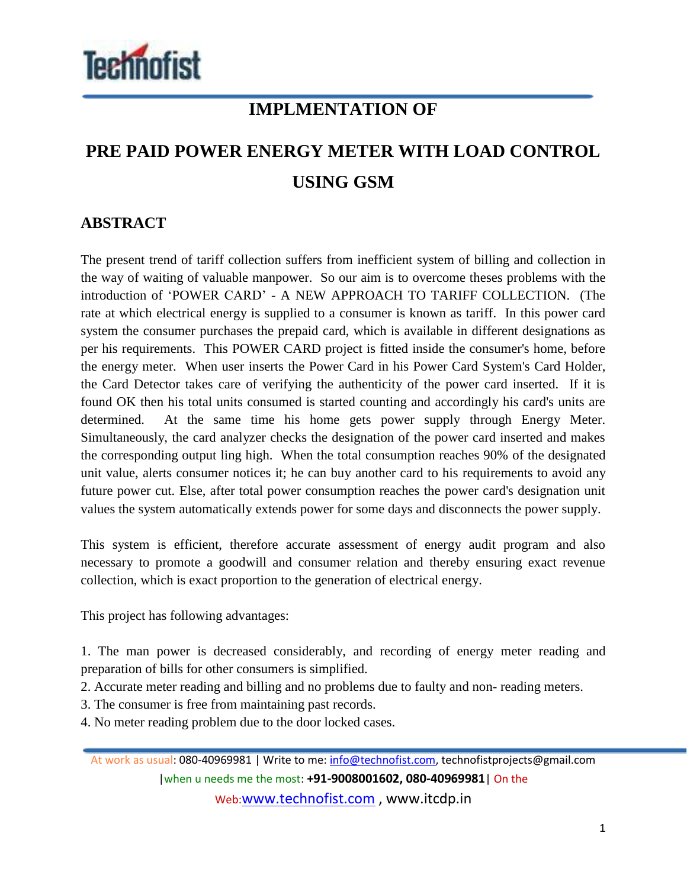# IMPLMENTATION OF

# PRE PAID POWER ENERGY METER WITH LOAD CONTROL USING GSM

## ABSTRACT

The present trend of tariff collection suffers from inefficient system of billing and collection in the way of waiting of valuable manpower. So our aim is to overcome theses problems with the introduction of 'POWER CARD' - A NEW APPROACH TO TARIFF COLLECTION. (The rate at which electrical energy is supplied to a consumer is known as tariff. In this power card system the consumer purchases the prepaid card, which is available in different designations as per his requirements. This POWER CARD project is fitted inside the consumer's home, before the energy meter. When user inserts the Power Card in his Power Card System's Card Holder, the Card Detector takes care of verifying the authenticity of the power card inserted. If it is found OK then his total units consumed is started counting and accordingly his card's units are determined. At the same time his home gets power supply through Energy Meter. Simultaneously, the card analyzer checks the designation of the power card inserted and makes the corresponding output ling high. When the total consumption reaches 90% of the designated unit value, alerts consumer notices it; he can buy another card to his requirements to avoid any future power cut. Else, after total power consumption reaches the power card's designation unit values the system automatically extends power for some days and disconnects the power supply.

This system is efficient, therefore accurate assessment of energy audit program and also necessary to promote a goodwill and consumer relation and thereby ensuring exact revenue collection, which is exact proportion to the generation of electrical energy.

This project has following advantages:

1. The man power is decreased considerably, and recording of energy meter reading and preparation of bills for other consumers is simplified.
2. Accurate meter reading and billing and no problems due to faulty and non- reading meters.
3. The consumer is free from maintaining past records.
4. No meter reading problem due to the door locked cases.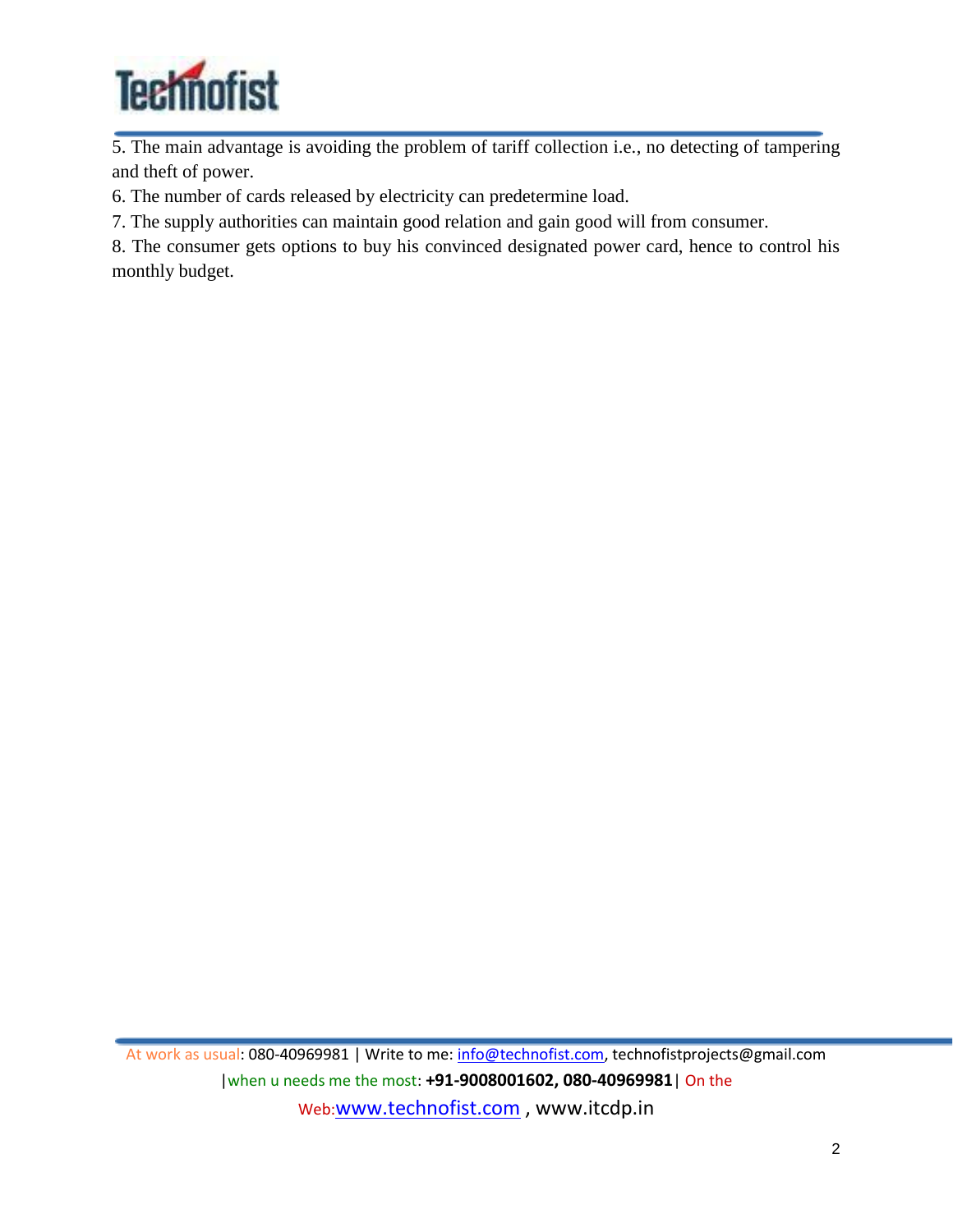5. The main advantage is avoiding the problem of tariff collection i.e., no detecting of tampering and theft of power.

6. The number of cards released by electricity can predetermine load.

7. The supply authorities can maintain good relation and gain good will from consumer.

8. The consumer gets options to buy his convinced designated power card, hence to control his monthly budget.